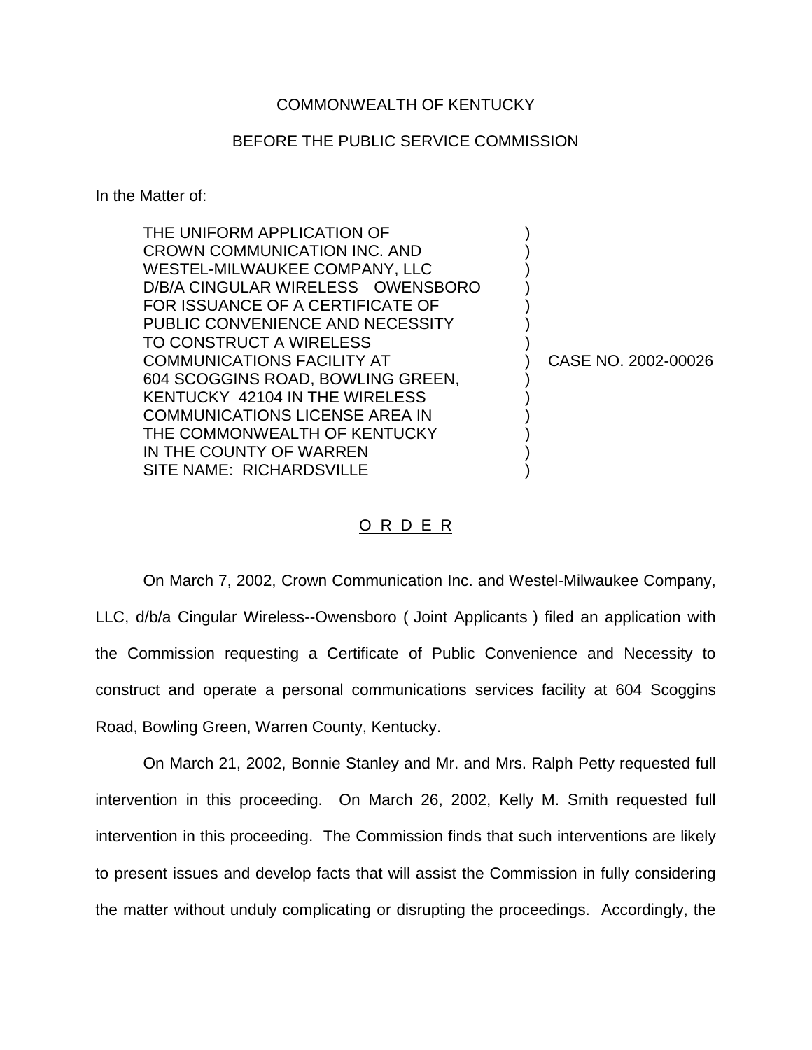COMMONWEALTH OF KENTUCKY

BEFORE THE PUBLIC SERVICE COMMISSION

In the Matter of:

THE UNIFORM APPLICATION OF CROWN COMMUNICATION INC. AND WESTEL-MILWAUKEE COMPANY, LLC D/B/A CINGULAR WIRELESS OWENSBORO FOR ISSUANCE OF A CERTIFICATE OF PUBLIC CONVENIENCE AND NECESSITY TO CONSTRUCT A WIRELESS COMMUNICATIONS FACILITY AT 604 SCOGGINS ROAD, BOWLING GREEN, KENTUCKY 42104 IN THE WIRELESS COMMUNICATIONS LICENSE AREA IN THE COMMONWEALTH OF KENTUCKY IN THE COUNTY OF WARREN SITE NAME: RICHARDSVILLE

) CASE NO. 2002-00026

O R D E R

On March 7, 2002, Crown Communication Inc. and Westel-Milwaukee Company, LLC, d/b/a Cingular Wireless--Owensboro ( Joint Applicants ) filed an application with the Commission requesting a Certificate of Public Convenience and Necessity to construct and operate a personal communications services facility at 604 Scoggins Road, Bowling Green, Warren County, Kentucky.

On March 21, 2002, Bonnie Stanley and Mr. and Mrs. Ralph Petty requested full intervention in this proceeding. On March 26, 2002, Kelly M. Smith requested full intervention in this proceeding. The Commission finds that such interventions are likely to present issues and develop facts that will assist the Commission in fully considering the matter without unduly complicating or disrupting the proceedings. Accordingly, the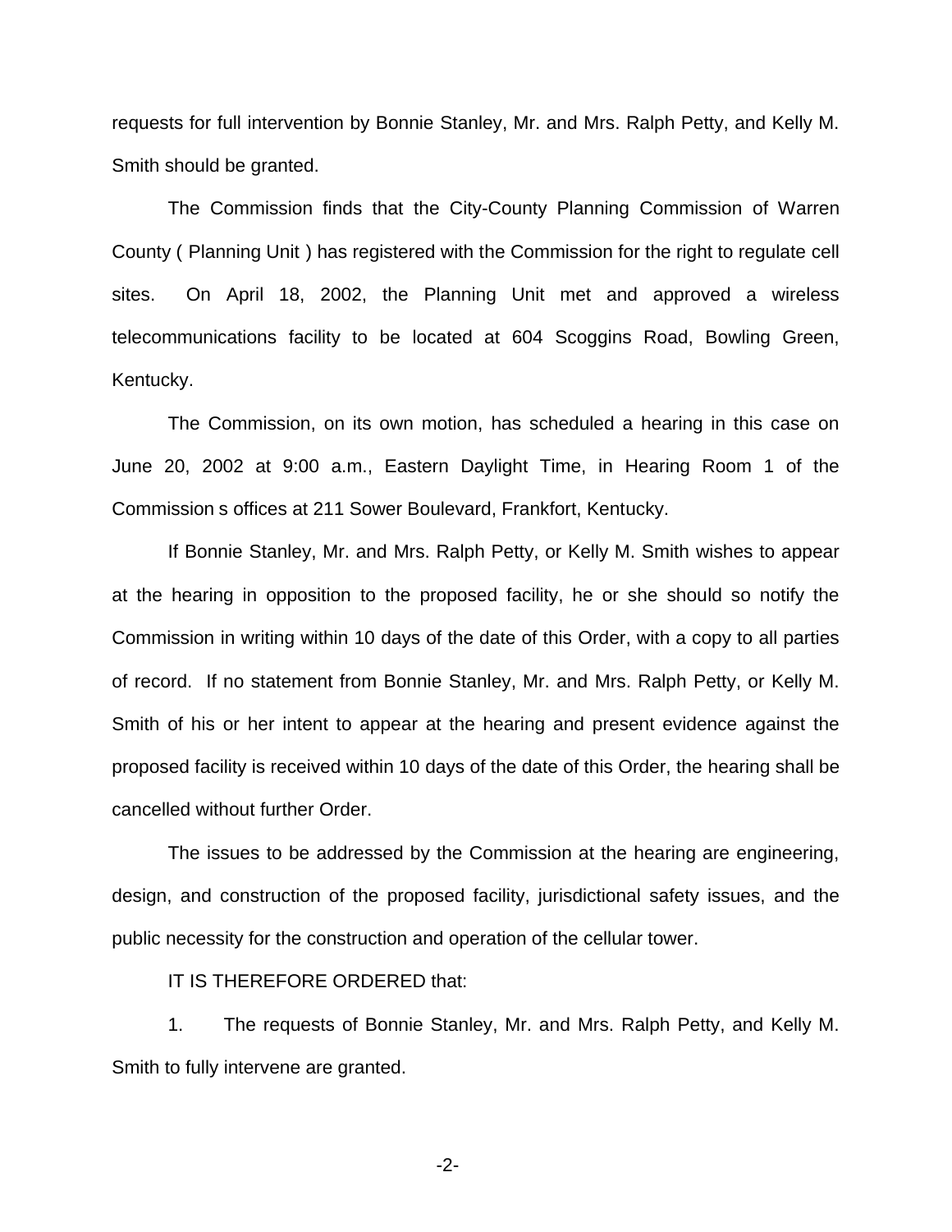requests for full intervention by Bonnie Stanley, Mr. and Mrs. Ralph Petty, and Kelly M. Smith should be granted.

The Commission finds that the City-County Planning Commission of Warren County ( Planning Unit ) has registered with the Commission for the right to regulate cell sites. On April 18, 2002, the Planning Unit met and approved a wireless telecommunications facility to be located at 604 Scoggins Road, Bowling Green, Kentucky.

The Commission, on its own motion, has scheduled a hearing in this case on June 20, 2002 at 9:00 a.m., Eastern Daylight Time, in Hearing Room 1 of the Commission s offices at 211 Sower Boulevard, Frankfort, Kentucky.

If Bonnie Stanley, Mr. and Mrs. Ralph Petty, or Kelly M. Smith wishes to appear at the hearing in opposition to the proposed facility, he or she should so notify the Commission in writing within 10 days of the date of this Order, with a copy to all parties of record. If no statement from Bonnie Stanley, Mr. and Mrs. Ralph Petty, or Kelly M. Smith of his or her intent to appear at the hearing and present evidence against the proposed facility is received within 10 days of the date of this Order, the hearing shall be cancelled without further Order.

The issues to be addressed by the Commission at the hearing are engineering, design, and construction of the proposed facility, jurisdictional safety issues, and the public necessity for the construction and operation of the cellular tower.

IT IS THEREFORE ORDERED that:

1. The requests of Bonnie Stanley, Mr. and Mrs. Ralph Petty, and Kelly M. Smith to fully intervene are granted.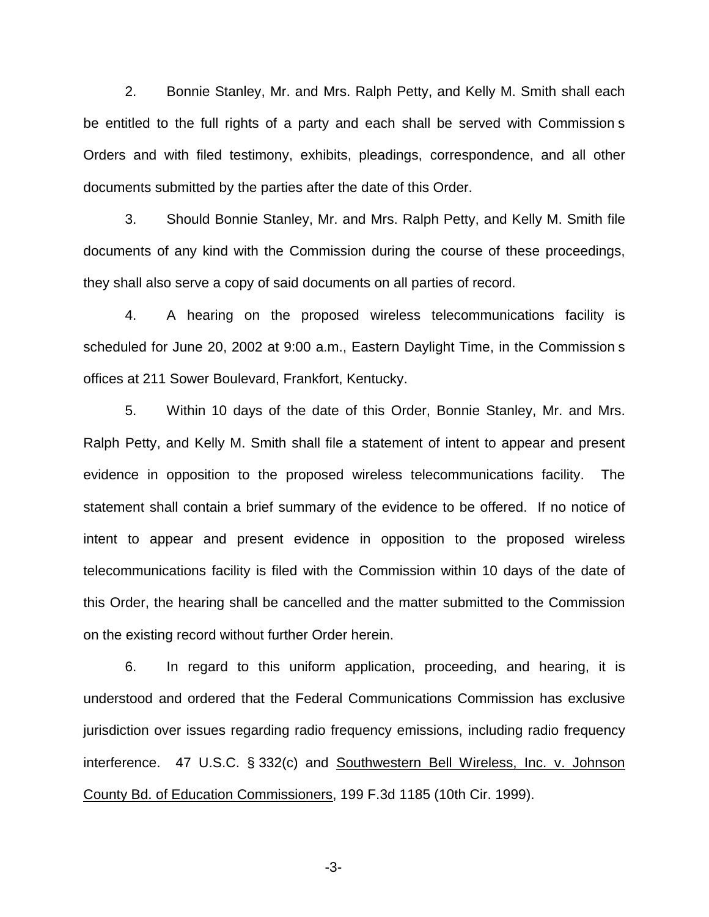2. Bonnie Stanley, Mr. and Mrs. Ralph Petty, and Kelly M. Smith shall each be entitled to the full rights of a party and each shall be served with Commission s Orders and with filed testimony, exhibits, pleadings, correspondence, and all other documents submitted by the parties after the date of this Order.

3. Should Bonnie Stanley, Mr. and Mrs. Ralph Petty, and Kelly M. Smith file documents of any kind with the Commission during the course of these proceedings, they shall also serve a copy of said documents on all parties of record.

4. A hearing on the proposed wireless telecommunications facility is scheduled for June 20, 2002 at 9:00 a.m., Eastern Daylight Time, in the Commission s offices at 211 Sower Boulevard, Frankfort, Kentucky.

5. Within 10 days of the date of this Order, Bonnie Stanley, Mr. and Mrs. Ralph Petty, and Kelly M. Smith shall file a statement of intent to appear and present evidence in opposition to the proposed wireless telecommunications facility. The statement shall contain a brief summary of the evidence to be offered. If no notice of intent to appear and present evidence in opposition to the proposed wireless telecommunications facility is filed with the Commission within 10 days of the date of this Order, the hearing shall be cancelled and the matter submitted to the Commission on the existing record without further Order herein.

6. In regard to this uniform application, proceeding, and hearing, it is understood and ordered that the Federal Communications Commission has exclusive jurisdiction over issues regarding radio frequency emissions, including radio frequency interference. 47 U.S.C. § 332(c) and Southwestern Bell Wireless, Inc. v. Johnson County Bd. of Education Commissioners, 199 F.3d 1185 (10th Cir. 1999).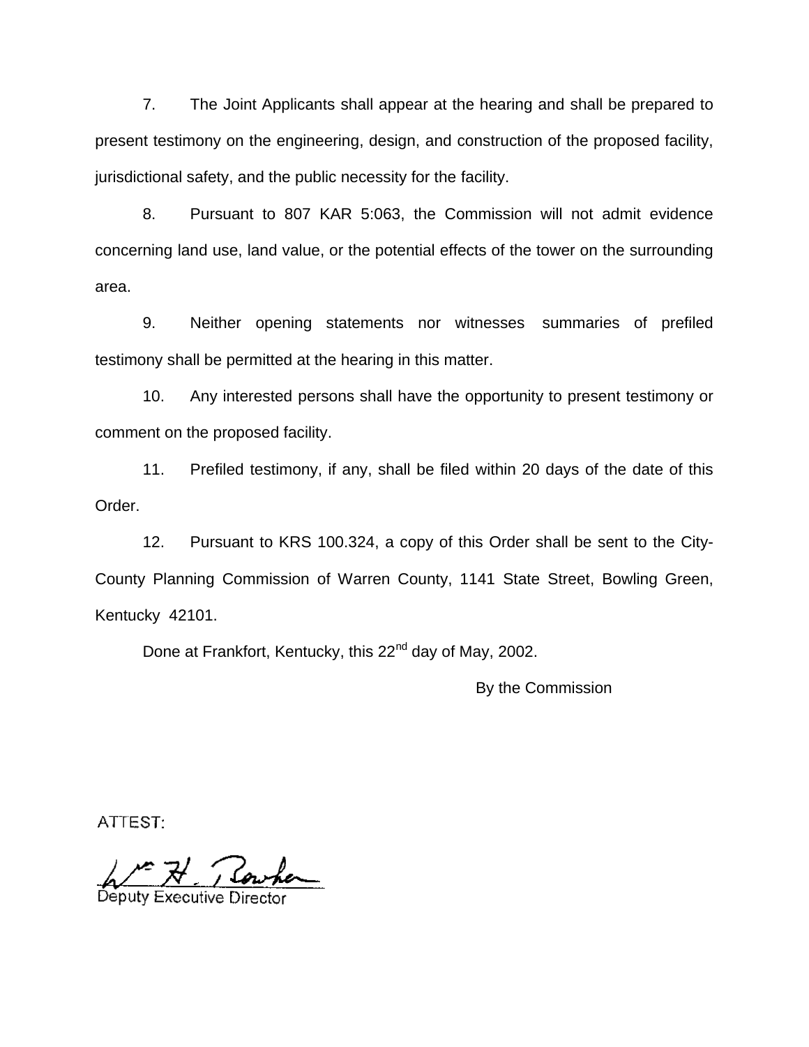7. The Joint Applicants shall appear at the hearing and shall be prepared to present testimony on the engineering, design, and construction of the proposed facility, jurisdictional safety, and the public necessity for the facility.

8. Pursuant to 807 KAR 5:063, the Commission will not admit evidence concerning land use, land value, or the potential effects of the tower on the surrounding area.

9. Neither opening statements nor witnesses summaries of prefiled testimony shall be permitted at the hearing in this matter.

10. Any interested persons shall have the opportunity to present testimony or comment on the proposed facility.

11. Prefiled testimony, if any, shall be filed within 20 days of the date of this Order.

12. Pursuant to KRS 100.324, a copy of this Order shall be sent to the City-County Planning Commission of Warren County, 1141 State Street, Bowling Green, Kentucky 42101.

Done at Frankfort, Kentucky, this 22nd day of May, 2002.

By the Commission

ATTEST:

Wm H. Bowker

Deputy Executive Director